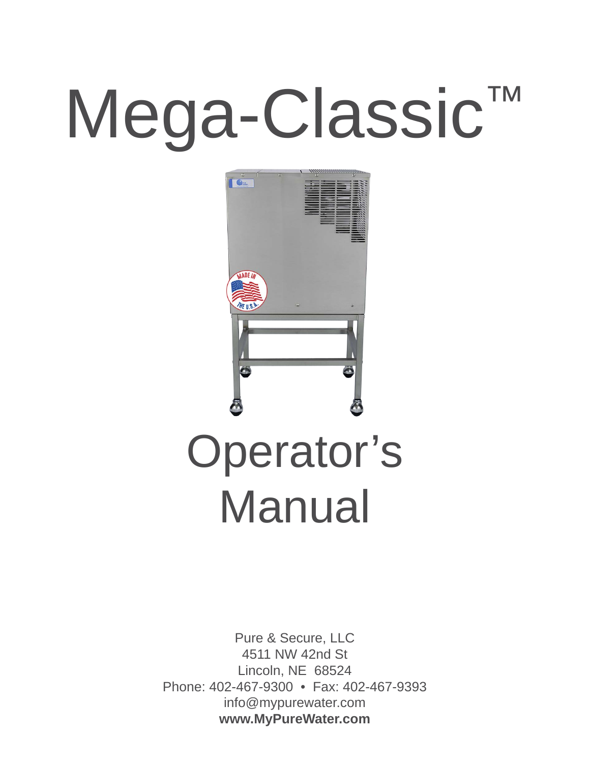# Mega-Classic™

# Operator's Manual

Pure & Secure, LLC
4511 NW 42nd St
Lincoln, NE 68524
Phone: 402-467-9300 • Fax: 402-467-9393
info@mypurewater.com
**www.MyPureWater.com**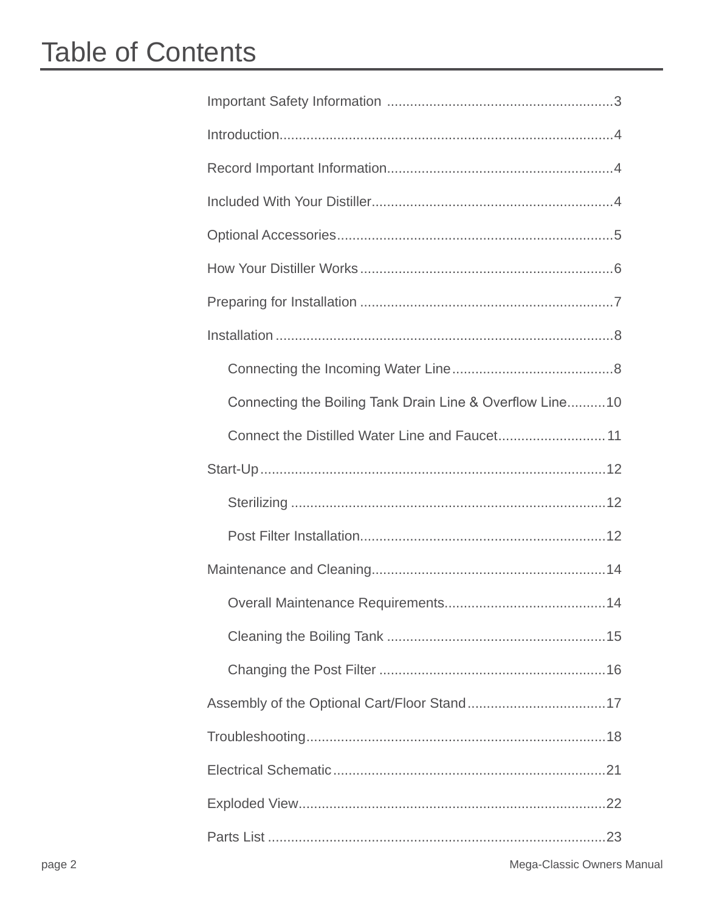# Table of Contents

- Important Safety Information ............................................................3
- Introduction......................................................................................4
- Record Important Information...........................................................4
- Included With Your Distiller..............................................................4
- Optional Accessories........................................................................5
- How Your Distiller Works..................................................................6
- Preparing for Installation ..................................................................7
- Installation ........................................................................................8
  - Connecting the Incoming Water Line..........................................8
  - Connecting the Boiling Tank Drain Line & Overflow Line..........10
  - Connect the Distilled Water Line and Faucet............................11
- Start-Up..........................................................................................12
  - Sterilizing ..................................................................................12
  - Post Filter Installation................................................................12
- Maintenance and Cleaning.............................................................14
  - Overall Maintenance Requirements..........................................14
  - Cleaning the Boiling Tank .........................................................15
  - Changing the Post Filter ...........................................................16
- Assembly of the Optional Cart/Floor Stand....................................17
- Troubleshooting..............................................................................18
- Electrical Schematic.......................................................................21
- Exploded View................................................................................22
- Parts List ........................................................................................23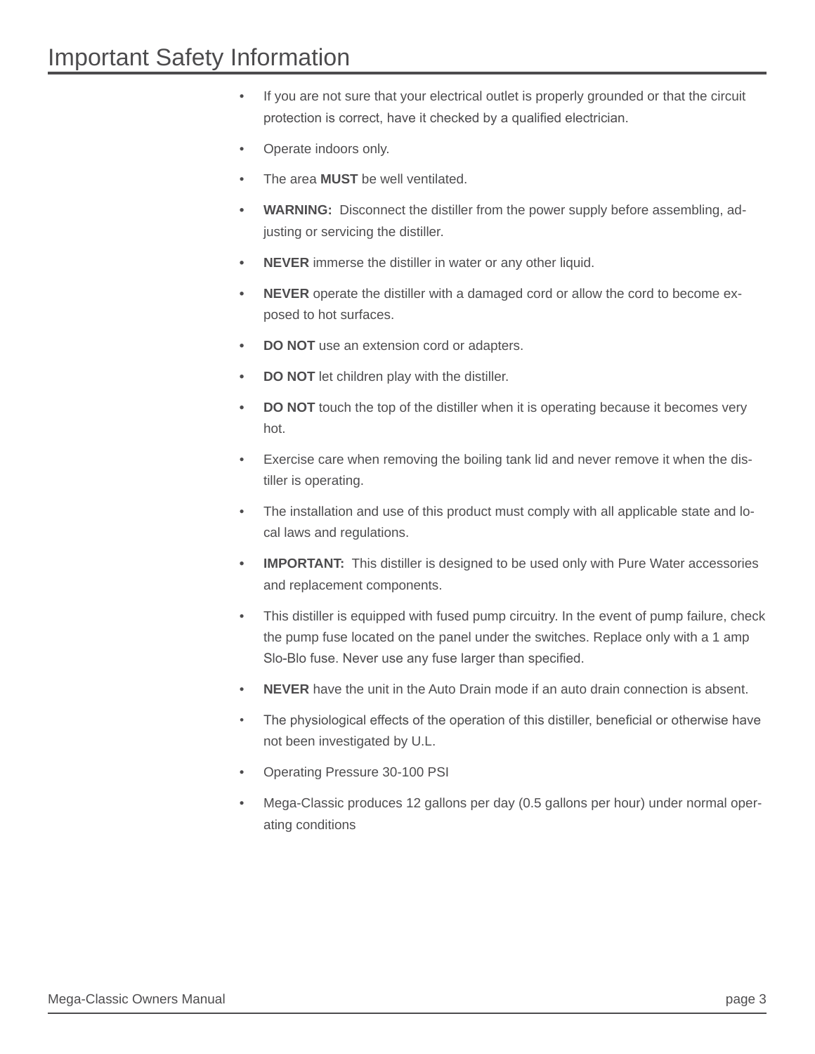# Important Safety Information

- If you are not sure that your electrical outlet is properly grounded or that the circuit protection is correct, have it checked by a qualified electrician.
- Operate indoors only.
- The area **MUST** be well ventilated.
- **WARNING:** Disconnect the distiller from the power supply before assembling, adjusting or servicing the distiller.
- **NEVER** immerse the distiller in water or any other liquid.
- **NEVER** operate the distiller with a damaged cord or allow the cord to become exposed to hot surfaces.
- **DO NOT** use an extension cord or adapters.
- **DO NOT** let children play with the distiller.
- **DO NOT** touch the top of the distiller when it is operating because it becomes very hot.
- Exercise care when removing the boiling tank lid and never remove it when the distiller is operating.
- The installation and use of this product must comply with all applicable state and local laws and regulations.
- **IMPORTANT:** This distiller is designed to be used only with Pure Water accessories and replacement components.
- This distiller is equipped with fused pump circuitry. In the event of pump failure, check the pump fuse located on the panel under the switches. Replace only with a 1 amp Slo-Blo fuse. Never use any fuse larger than specified.
- **NEVER** have the unit in the Auto Drain mode if an auto drain connection is absent.
- The physiological effects of the operation of this distiller, beneficial or otherwise have not been investigated by U.L.
- Operating Pressure 30-100 PSI
- Mega-Classic produces 12 gallons per day (0.5 gallons per hour) under normal operating conditions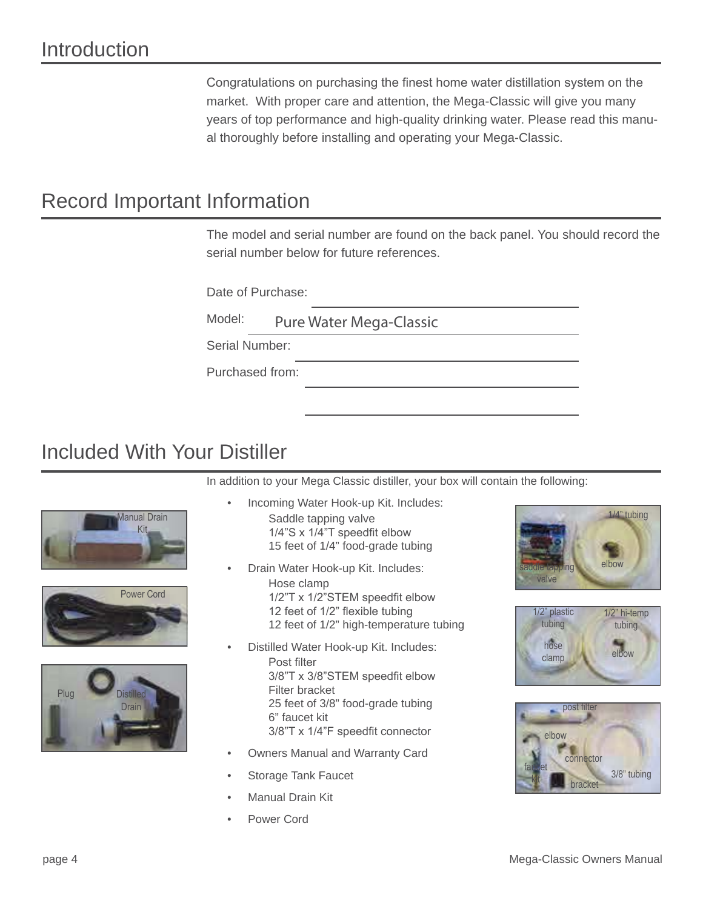## Introduction

Congratulations on purchasing the finest home water distillation system on the market. With proper care and attention, the Mega-Classic will give you many years of top performance and high-quality drinking water. Please read this manual thoroughly before installing and operating your Mega-Classic.

## Record Important Information

The model and serial number are found on the back panel. You should record the serial number below for future references.

Date of Purchase: ____________________

Model: Pure Water Mega-Classic

Serial Number: ____________________

Purchased from: ____________________

____________________

## Included With Your Distiller

In addition to your Mega Classic distiller, your box will contain the following:

- Incoming Water Hook-up Kit. Includes:
  - Saddle tapping valve
  - 1/4"S x 1/4"T speedfit elbow
  - 15 feet of 1/4" food-grade tubing
- Drain Water Hook-up Kit. Includes:
  - Hose clamp
  - 1/2"T x 1/2"STEM speedfit elbow
  - 12 feet of 1/2" flexible tubing
  - 12 feet of 1/2" high-temperature tubing
- Distilled Water Hook-up Kit. Includes:
  - Post filter
  - 3/8"T x 3/8"STEM speedfit elbow
  - Filter bracket
  - 25 feet of 3/8" food-grade tubing
  - 6" faucet kit
  - 3/8"T x 1/4"F speedfit connector
- Owners Manual and Warranty Card
- Storage Tank Faucet
- Manual Drain Kit
- Power Cord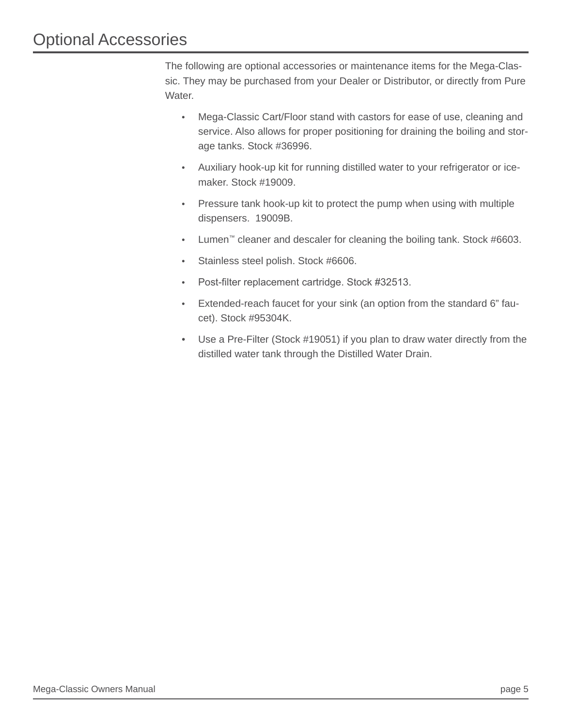# Optional Accessories

The following are optional accessories or maintenance items for the Mega-Classic. They may be purchased from your Dealer or Distributor, or directly from Pure Water.

- Mega-Classic Cart/Floor stand with castors for ease of use, cleaning and service. Also allows for proper positioning for draining the boiling and storage tanks. Stock #36996.
- Auxiliary hook-up kit for running distilled water to your refrigerator or ice-maker. Stock #19009.
- Pressure tank hook-up kit to protect the pump when using with multiple dispensers. 19009B.
- Lumen™ cleaner and descaler for cleaning the boiling tank. Stock #6603.
- Stainless steel polish. Stock #6606.
- Post-filter replacement cartridge. Stock #32513.
- Extended-reach faucet for your sink (an option from the standard 6” faucet). Stock #95304K.
- Use a Pre-Filter (Stock #19051) if you plan to draw water directly from the distilled water tank through the Distilled Water Drain.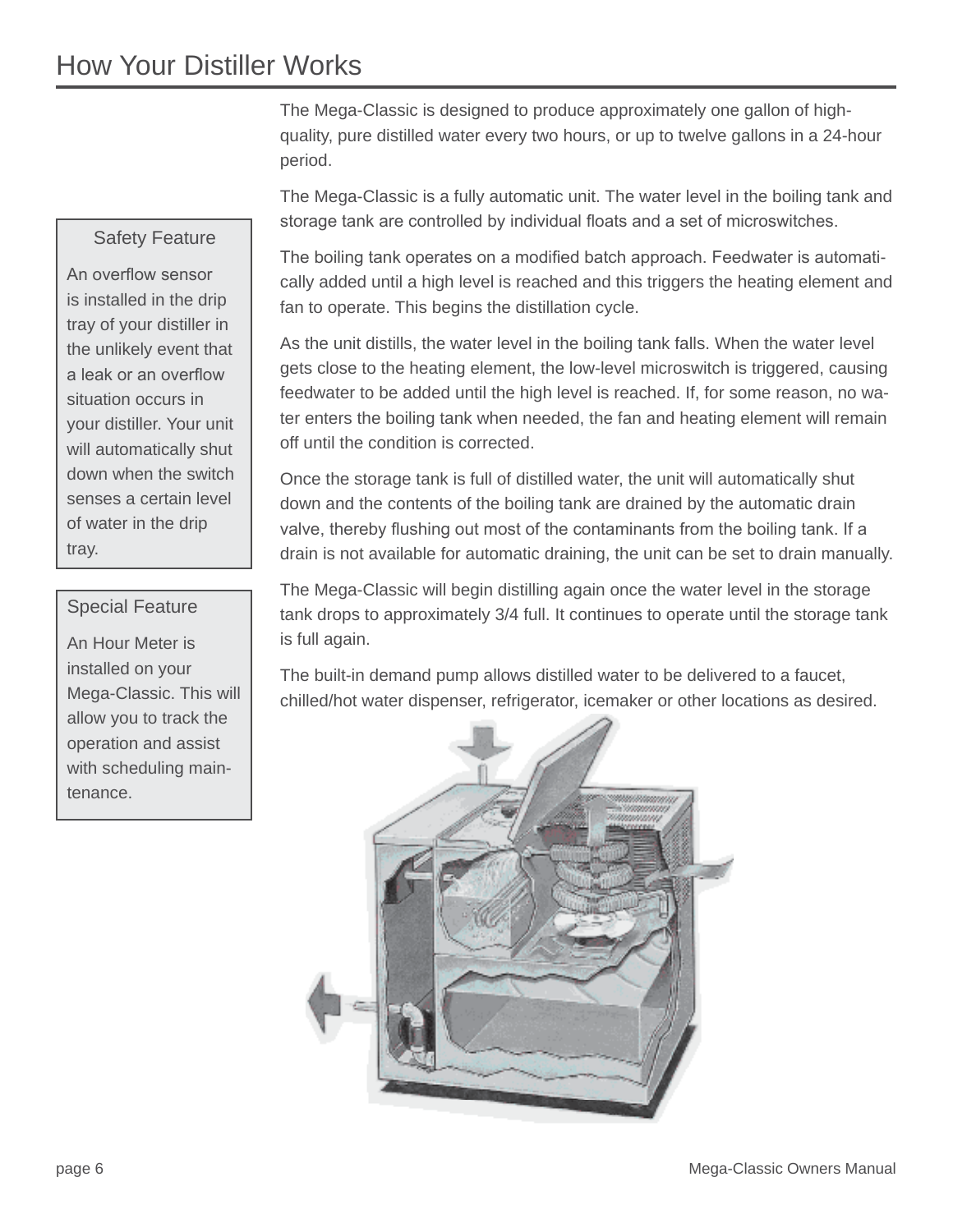# How Your Distiller Works

The Mega-Classic is designed to produce approximately one gallon of high-quality, pure distilled water every two hours, or up to twelve gallons in a 24-hour period.

The Mega-Classic is a fully automatic unit. The water level in the boiling tank and storage tank are controlled by individual floats and a set of microswitches.

The boiling tank operates on a modified batch approach. Feedwater is automatically added until a high level is reached and this triggers the heating element and fan to operate. This begins the distillation cycle.

As the unit distills, the water level in the boiling tank falls. When the water level gets close to the heating element, the low-level microswitch is triggered, causing feedwater to be added until the high level is reached. If, for some reason, no water enters the boiling tank when needed, the fan and heating element will remain off until the condition is corrected.

Once the storage tank is full of distilled water, the unit will automatically shut down and the contents of the boiling tank are drained by the automatic drain valve, thereby flushing out most of the contaminants from the boiling tank. If a drain is not available for automatic draining, the unit can be set to drain manually.

The Mega-Classic will begin distilling again once the water level in the storage tank drops to approximately 3/4 full. It continues to operate until the storage tank is full again.

The built-in demand pump allows distilled water to be delivered to a faucet, chilled/hot water dispenser, refrigerator, icemaker or other locations as desired.

> **Safety Feature**
>
> An overflow sensor is installed in the drip tray of your distiller in the unlikely event that a leak or an overflow situation occurs in your distiller. Your unit will automatically shut down when the switch senses a certain level of water in the drip tray.

> **Special Feature**
>
> An Hour Meter is installed on your Mega-Classic. This will allow you to track the operation and assist with scheduling maintenance.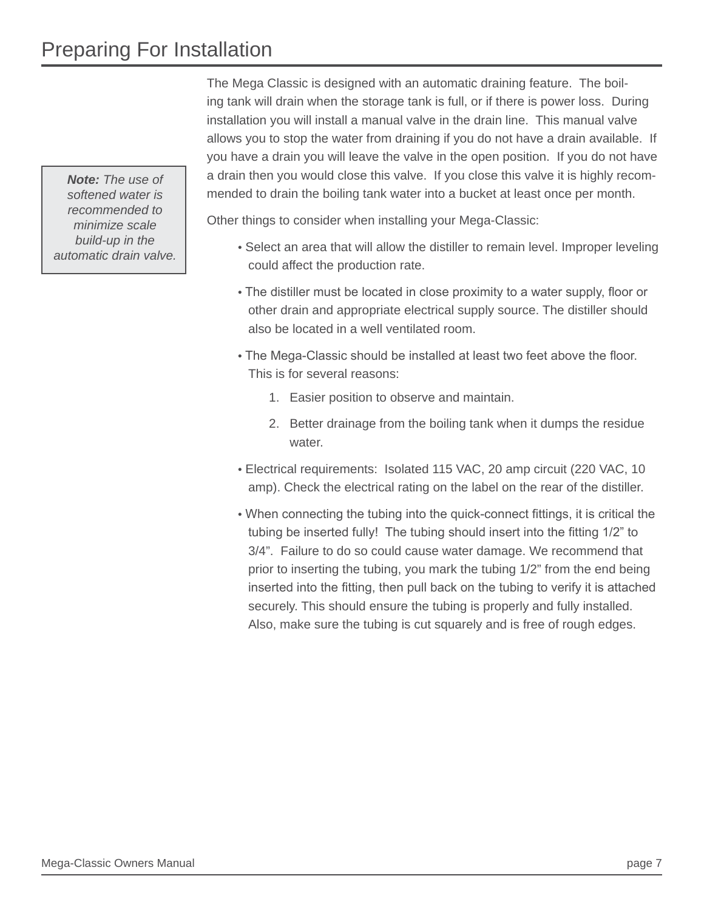# Preparing For Installation

> ***Note:** The use of softened water is recommended to minimize scale build-up in the automatic drain valve.*

The Mega Classic is designed with an automatic draining feature. The boiling tank will drain when the storage tank is full, or if there is power loss. During installation you will install a manual valve in the drain line. This manual valve allows you to stop the water from draining if you do not have a drain available. If you have a drain you will leave the valve in the open position. If you do not have a drain then you would close this valve. If you close this valve it is highly recommended to drain the boiling tank water into a bucket at least once per month.

Other things to consider when installing your Mega-Classic:

- Select an area that will allow the distiller to remain level. Improper leveling could affect the production rate.
- The distiller must be located in close proximity to a water supply, floor or other drain and appropriate electrical supply source. The distiller should also be located in a well ventilated room.
- The Mega-Classic should be installed at least two feet above the floor. This is for several reasons:
    1. Easier position to observe and maintain.
    2. Better drainage from the boiling tank when it dumps the residue water.
- Electrical requirements: Isolated 115 VAC, 20 amp circuit (220 VAC, 10 amp). Check the electrical rating on the label on the rear of the distiller.
- When connecting the tubing into the quick-connect fittings, it is critical the tubing be inserted fully! The tubing should insert into the fitting 1/2" to 3/4". Failure to do so could cause water damage. We recommend that prior to inserting the tubing, you mark the tubing 1/2" from the end being inserted into the fitting, then pull back on the tubing to verify it is attached securely. This should ensure the tubing is properly and fully installed. Also, make sure the tubing is cut squarely and is free of rough edges.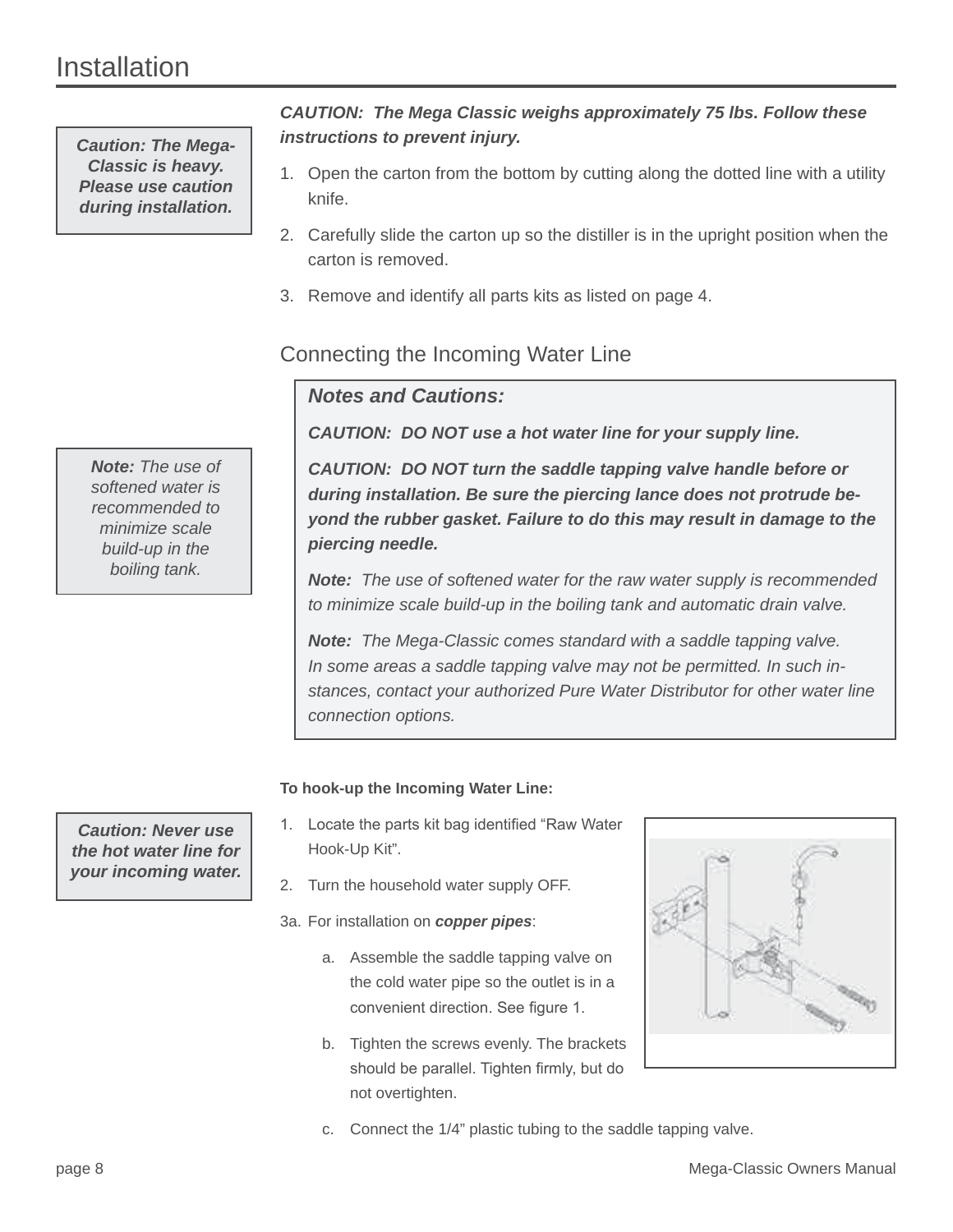# Installation

> **Caution: The Mega-Classic is heavy. Please use caution during installation.**

***CAUTION: The Mega Classic weighs approximately 75 lbs. Follow these instructions to prevent injury.***

1. Open the carton from the bottom by cutting along the dotted line with a utility knife.
2. Carefully slide the carton up so the distiller is in the upright position when the carton is removed.
3. Remove and identify all parts kits as listed on page 4.

## Connecting the Incoming Water Line

> ***Note:*** *The use of softened water is recommended to minimize scale build-up in the boiling tank.*

> ***Notes and Cautions:***
>
> ***CAUTION: DO NOT use a hot water line for your supply line.***
>
> ***CAUTION: DO NOT turn the saddle tapping valve handle before or during installation. Be sure the piercing lance does not protrude beyond the rubber gasket. Failure to do this may result in damage to the piercing needle.***
>
> ***Note:*** *The use of softened water for the raw water supply is recommended to minimize scale build-up in the boiling tank and automatic drain valve.*
>
> ***Note:*** *The Mega-Classic comes standard with a saddle tapping valve. In some areas a saddle tapping valve may not be permitted. In such instances, contact your authorized Pure Water Distributor for other water line connection options.*

> ***Caution: Never use the hot water line for your incoming water.***

**To hook-up the Incoming Water Line:**

1. Locate the parts kit bag identified "Raw Water Hook-Up Kit".
2. Turn the household water supply OFF.

3a. For installation on ***copper pipes***:

   a. Assemble the saddle tapping valve on the cold water pipe so the outlet is in a convenient direction. See figure 1.

   b. Tighten the screws evenly. The brackets should be parallel. Tighten firmly, but do not overtighten.

   c. Connect the 1/4" plastic tubing to the saddle tapping valve.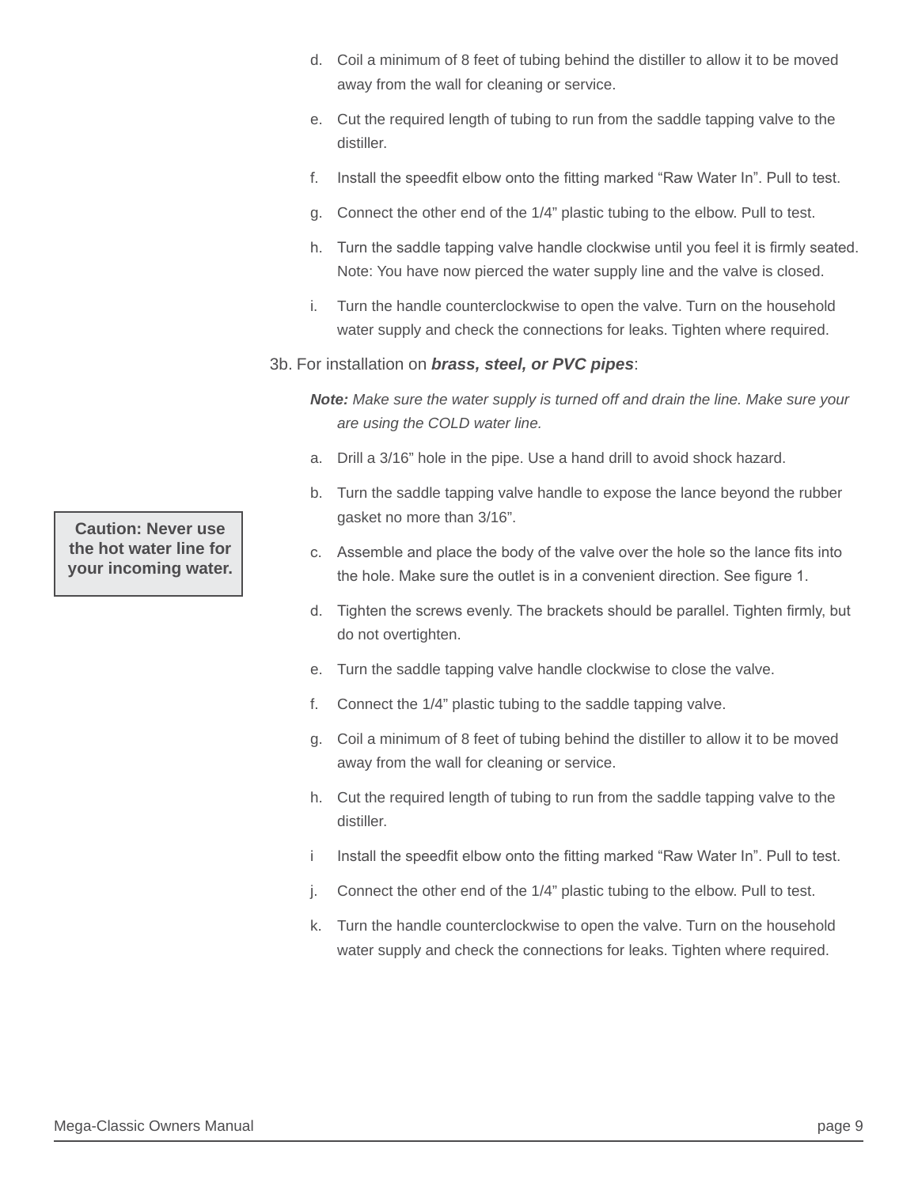d. Coil a minimum of 8 feet of tubing behind the distiller to allow it to be moved away from the wall for cleaning or service.

e. Cut the required length of tubing to run from the saddle tapping valve to the distiller.

f. Install the speedfit elbow onto the fitting marked “Raw Water In”. Pull to test.

g. Connect the other end of the 1/4” plastic tubing to the elbow. Pull to test.

h. Turn the saddle tapping valve handle clockwise until you feel it is firmly seated. Note: You have now pierced the water supply line and the valve is closed.

i. Turn the handle counterclockwise to open the valve. Turn on the household water supply and check the connections for leaks. Tighten where required.

3b. For installation on ***brass, steel, or PVC pipes***:

***Note:*** *Make sure the water supply is turned off and drain the line. Make sure your are using the COLD water line.*

**Caution: Never use the hot water line for your incoming water.**

a. Drill a 3/16” hole in the pipe. Use a hand drill to avoid shock hazard.

b. Turn the saddle tapping valve handle to expose the lance beyond the rubber gasket no more than 3/16”.

c. Assemble and place the body of the valve over the hole so the lance fits into the hole. Make sure the outlet is in a convenient direction. See figure 1.

d. Tighten the screws evenly. The brackets should be parallel. Tighten firmly, but do not overtighten.

e. Turn the saddle tapping valve handle clockwise to close the valve.

f. Connect the 1/4” plastic tubing to the saddle tapping valve.

g. Coil a minimum of 8 feet of tubing behind the distiller to allow it to be moved away from the wall for cleaning or service.

h. Cut the required length of tubing to run from the saddle tapping valve to the distiller.

i Install the speedfit elbow onto the fitting marked “Raw Water In”. Pull to test.

j. Connect the other end of the 1/4” plastic tubing to the elbow. Pull to test.

k. Turn the handle counterclockwise to open the valve. Turn on the household water supply and check the connections for leaks. Tighten where required.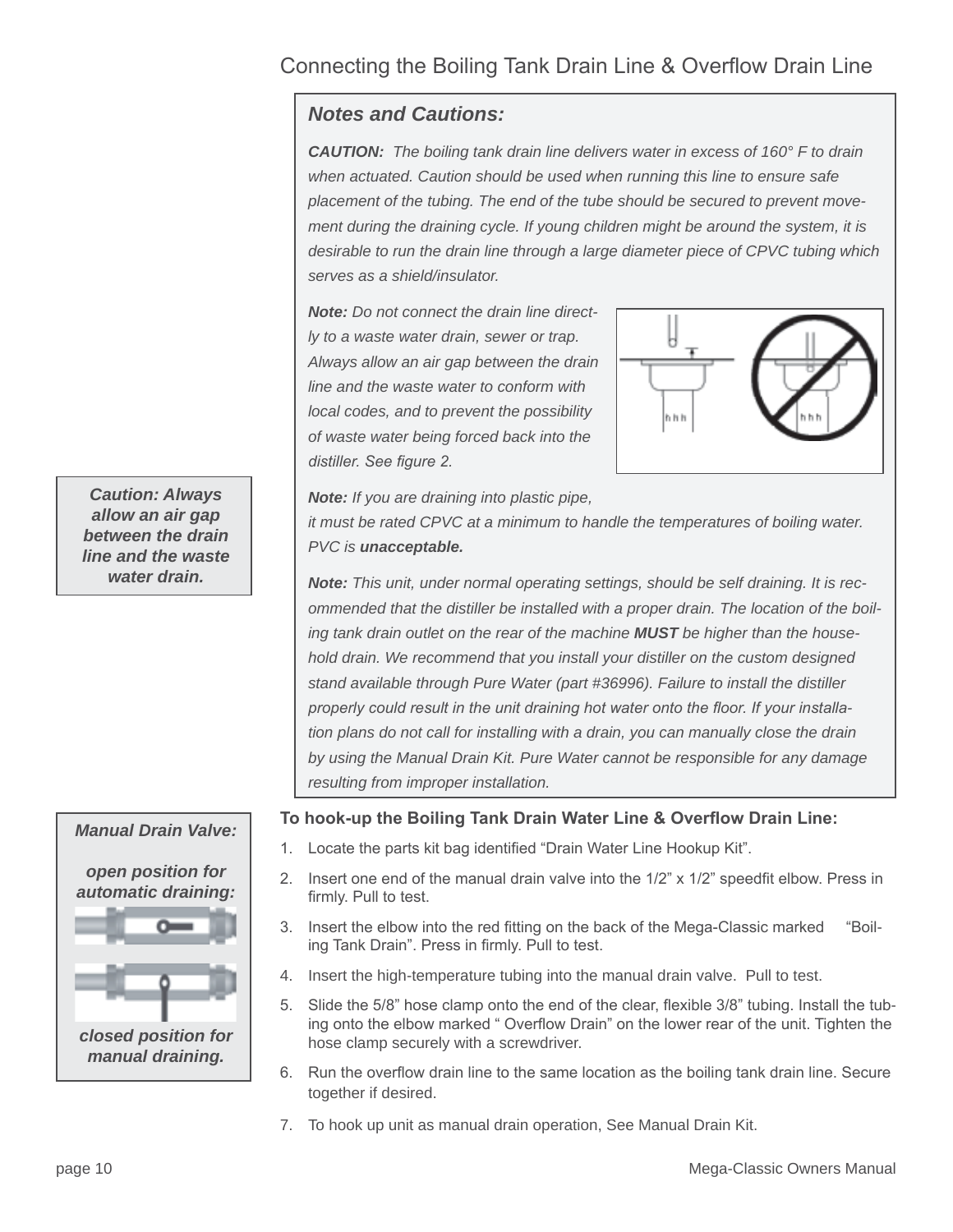## Connecting the Boiling Tank Drain Line & Overflow Drain Line

### *Notes and Cautions:*

***CAUTION:*** *The boiling tank drain line delivers water in excess of 160° F to drain when actuated. Caution should be used when running this line to ensure safe placement of the tubing. The end of the tube should be secured to prevent movement during the draining cycle. If young children might be around the system, it is desirable to run the drain line through a large diameter piece of CPVC tubing which serves as a shield/insulator.*

***Note:*** *Do not connect the drain line directly to a waste water drain, sewer or trap. Always allow an air gap between the drain line and the waste water to conform with local codes, and to prevent the possibility of waste water being forced back into the distiller. See figure 2.*

***Note:*** *If you are draining into plastic pipe, it must be rated CPVC at a minimum to handle the temperatures of boiling water. PVC is* ***unacceptable.***

***Note:*** *This unit, under normal operating settings, should be self draining. It is recommended that the distiller be installed with a proper drain. The location of the boiling tank drain outlet on the rear of the machine* ***MUST*** *be higher than the household drain. We recommend that you install your distiller on the custom designed stand available through Pure Water (part #36996). Failure to install the distiller properly could result in the unit draining hot water onto the floor. If your installation plans do not call for installing with a drain, you can manually close the drain by using the Manual Drain Kit. Pure Water cannot be responsible for any damage resulting from improper installation.*

***Caution: Always allow an air gap between the drain line and the waste water drain.***

### To hook-up the Boiling Tank Drain Water Line & Overflow Drain Line:

1. Locate the parts kit bag identified “Drain Water Line Hookup Kit”.
2. Insert one end of the manual drain valve into the 1/2” x 1/2” speedfit elbow. Press in firmly. Pull to test.
3. Insert the elbow into the red fitting on the back of the Mega-Classic marked “Boiling Tank Drain”. Press in firmly. Pull to test.
4. Insert the high-temperature tubing into the manual drain valve. Pull to test.
5. Slide the 5/8” hose clamp onto the end of the clear, flexible 3/8” tubing. Install the tubing onto the elbow marked “ Overflow Drain” on the lower rear of the unit. Tighten the hose clamp securely with a screwdriver.
6. Run the overflow drain line to the same location as the boiling tank drain line. Secure together if desired.
7. To hook up unit as manual drain operation, See Manual Drain Kit.

***Manual Drain Valve:***

***open position for automatic draining:***

***closed position for manual draining.***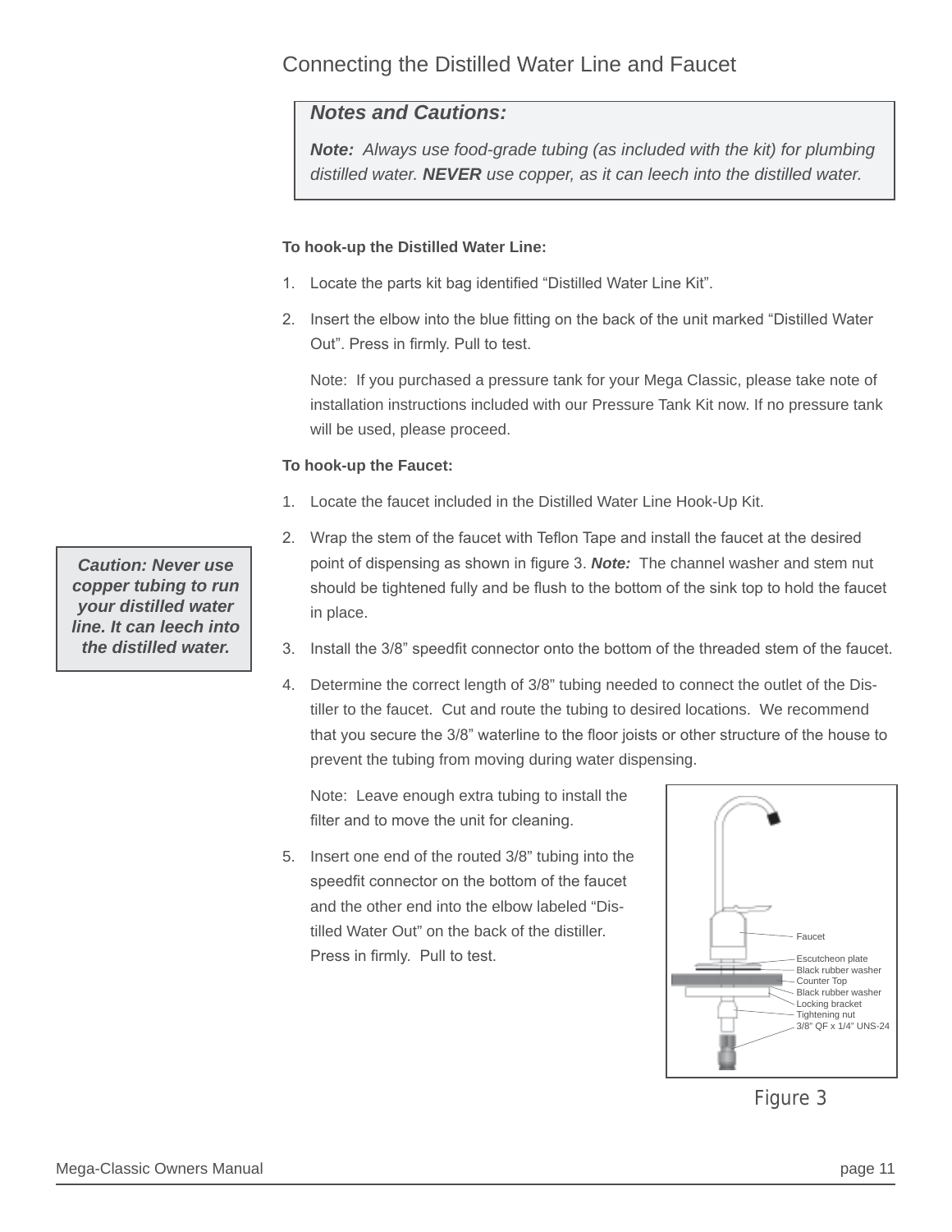## Connecting the Distilled Water Line and Faucet

> ***Notes and Cautions:***
>
> ***Note:*** *Always use food-grade tubing (as included with the kit) for plumbing distilled water.* ***NEVER*** *use copper, as it can leech into the distilled water.*

**To hook-up the Distilled Water Line:**

1. Locate the parts kit bag identified “Distilled Water Line Kit”.
2. Insert the elbow into the blue fitting on the back of the unit marked “Distilled Water Out”. Press in firmly. Pull to test.

   Note: If you purchased a pressure tank for your Mega Classic, please take note of installation instructions included with our Pressure Tank Kit now. If no pressure tank will be used, please proceed.

**To hook-up the Faucet:**

1. Locate the faucet included in the Distilled Water Line Hook-Up Kit.
2. Wrap the stem of the faucet with Teflon Tape and install the faucet at the desired point of dispensing as shown in figure 3. ***Note:*** The channel washer and stem nut should be tightened fully and be flush to the bottom of the sink top to hold the faucet in place.
3. Install the 3/8” speedfit connector onto the bottom of the threaded stem of the faucet.
4. Determine the correct length of 3/8” tubing needed to connect the outlet of the Distiller to the faucet. Cut and route the tubing to desired locations. We recommend that you secure the 3/8” waterline to the floor joists or other structure of the house to prevent the tubing from moving during water dispensing.

   Note: Leave enough extra tubing to install the filter and to move the unit for cleaning.
5. Insert one end of the routed 3/8” tubing into the speedfit connector on the bottom of the faucet and the other end into the elbow labeled “Distilled Water Out” on the back of the distiller. Press in firmly. Pull to test.

> ***Caution: Never use copper tubing to run your distilled water line. It can leech into the distilled water.***

Faucet
Escutcheon plate
Black rubber washer
Counter Top
Black rubber washer
Locking bracket
Tightening nut
3/8” QF x 1/4” UNS-24

Figure 3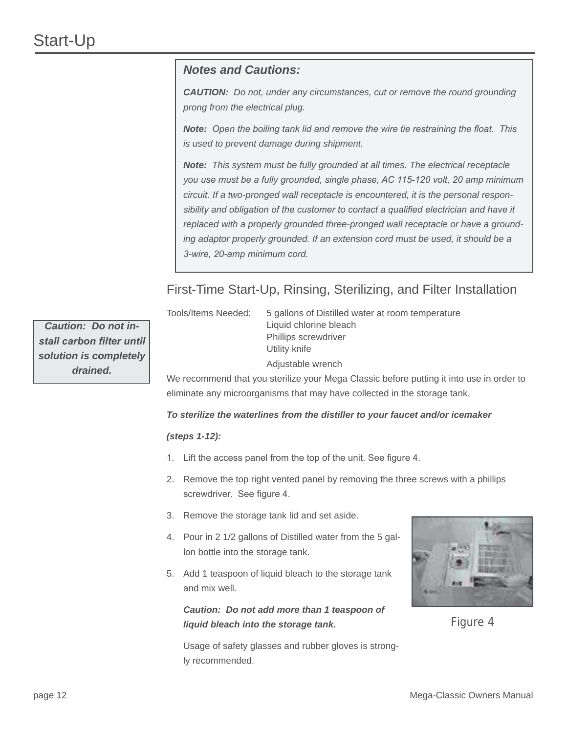# Start-Up

> ***Notes and Cautions:***
>
> ***CAUTION:*** *Do not, under any circumstances, cut or remove the round grounding prong from the electrical plug.*
>
> ***Note:*** *Open the boiling tank lid and remove the wire tie restraining the float. This is used to prevent damage during shipment.*
>
> ***Note:*** *This system must be fully grounded at all times. The electrical receptacle you use must be a fully grounded, single phase, AC 115-120 volt, 20 amp minimum circuit. If a two-pronged wall receptacle is encountered, it is the personal responsibility and obligation of the customer to contact a qualified electrician and have it replaced with a properly grounded three-pronged wall receptacle or have a grounding adaptor properly grounded. If an extension cord must be used, it should be a 3-wire, 20-amp minimum cord.*

## First-Time Start-Up, Rinsing, Sterilizing, and Filter Installation

> ***Caution: Do not install carbon filter until solution is completely drained.***

Tools/Items Needed:
- 5 gallons of Distilled water at room temperature
- Liquid chlorine bleach
- Phillips screwdriver
- Utility knife
- Adjustable wrench

We recommend that you sterilize your Mega Classic before putting it into use in order to eliminate any microorganisms that may have collected in the storage tank.

***To sterilize the waterlines from the distiller to your faucet and/or icemaker (steps 1-12):***

1. Lift the access panel from the top of the unit. See figure 4.
2. Remove the top right vented panel by removing the three screws with a phillips screwdriver. See figure 4.
3. Remove the storage tank lid and set aside.
4. Pour in 2 1/2 gallons of Distilled water from the 5 gallon bottle into the storage tank.
5. Add 1 teaspoon of liquid bleach to the storage tank and mix well.

   ***Caution: Do not add more than 1 teaspoon of liquid bleach into the storage tank.***

   Usage of safety glasses and rubber gloves is strongly recommended.

Figure 4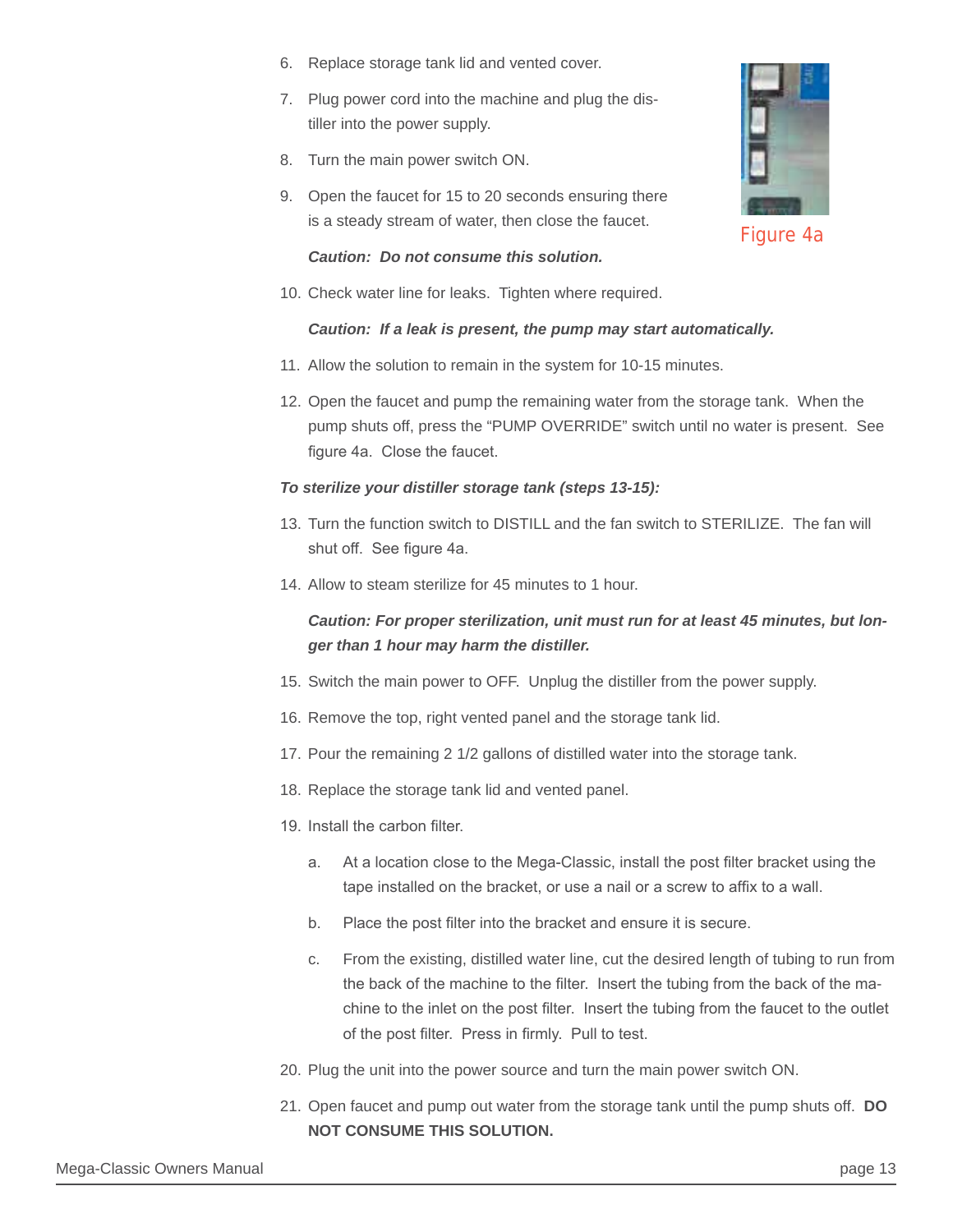6. Replace storage tank lid and vented cover.
7. Plug power cord into the machine and plug the distiller into the power supply.
8. Turn the main power switch ON.
9. Open the faucet for 15 to 20 seconds ensuring there is a steady stream of water, then close the faucet.

   ***Caution: Do not consume this solution.***

10. Check water line for leaks. Tighten where required.

    ***Caution: If a leak is present, the pump may start automatically.***

11. Allow the solution to remain in the system for 10-15 minutes.
12. Open the faucet and pump the remaining water from the storage tank. When the pump shuts off, press the "PUMP OVERRIDE" switch until no water is present. See figure 4a. Close the faucet.

Figure 4a

***To sterilize your distiller storage tank (steps 13-15):***

13. Turn the function switch to DISTILL and the fan switch to STERILIZE. The fan will shut off. See figure 4a.
14. Allow to steam sterilize for 45 minutes to 1 hour.

    ***Caution: For proper sterilization, unit must run for at least 45 minutes, but longer than 1 hour may harm the distiller.***

15. Switch the main power to OFF. Unplug the distiller from the power supply.
16. Remove the top, right vented panel and the storage tank lid.
17. Pour the remaining 2 1/2 gallons of distilled water into the storage tank.
18. Replace the storage tank lid and vented panel.
19. Install the carbon filter.
    a. At a location close to the Mega-Classic, install the post filter bracket using the tape installed on the bracket, or use a nail or a screw to affix to a wall.
    b. Place the post filter into the bracket and ensure it is secure.
    c. From the existing, distilled water line, cut the desired length of tubing to run from the back of the machine to the filter. Insert the tubing from the back of the machine to the inlet on the post filter. Insert the tubing from the faucet to the outlet of the post filter. Press in firmly. Pull to test.
20. Plug the unit into the power source and turn the main power switch ON.
21. Open faucet and pump out water from the storage tank until the pump shuts off. **DO NOT CONSUME THIS SOLUTION.**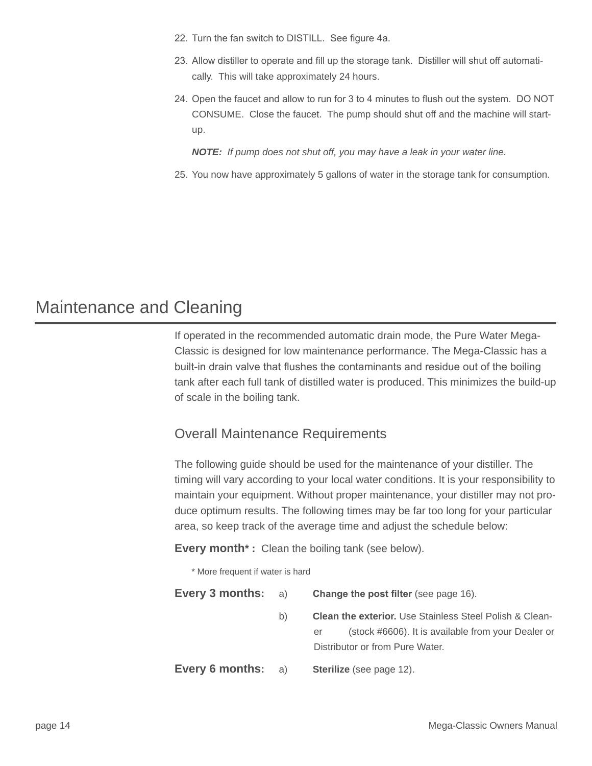22. Turn the fan switch to DISTILL. See figure 4a.
23. Allow distiller to operate and fill up the storage tank. Distiller will shut off automatically. This will take approximately 24 hours.
24. Open the faucet and allow to run for 3 to 4 minutes to flush out the system. DO NOT CONSUME. Close the faucet. The pump should shut off and the machine will start-up.

    ***NOTE:*** *If pump does not shut off, you may have a leak in your water line.*

25. You now have approximately 5 gallons of water in the storage tank for consumption.

# Maintenance and Cleaning

If operated in the recommended automatic drain mode, the Pure Water Mega-Classic is designed for low maintenance performance. The Mega-Classic has a built-in drain valve that flushes the contaminants and residue out of the boiling tank after each full tank of distilled water is produced. This minimizes the build-up of scale in the boiling tank.

## Overall Maintenance Requirements

The following guide should be used for the maintenance of your distiller. The timing will vary according to your local water conditions. It is your responsibility to maintain your equipment. Without proper maintenance, your distiller may not produce optimum results. The following times may be far too long for your particular area, so keep track of the average time and adjust the schedule below:

**Every month\* :** Clean the boiling tank (see below).

\* More frequent if water is hard

**Every 3 months:**

a) **Change the post filter** (see page 16).

b) **Clean the exterior.** Use Stainless Steel Polish & Cleaner (stock #6606). It is available from your Dealer or Distributor or from Pure Water.

**Every 6 months:**

a) **Sterilize** (see page 12).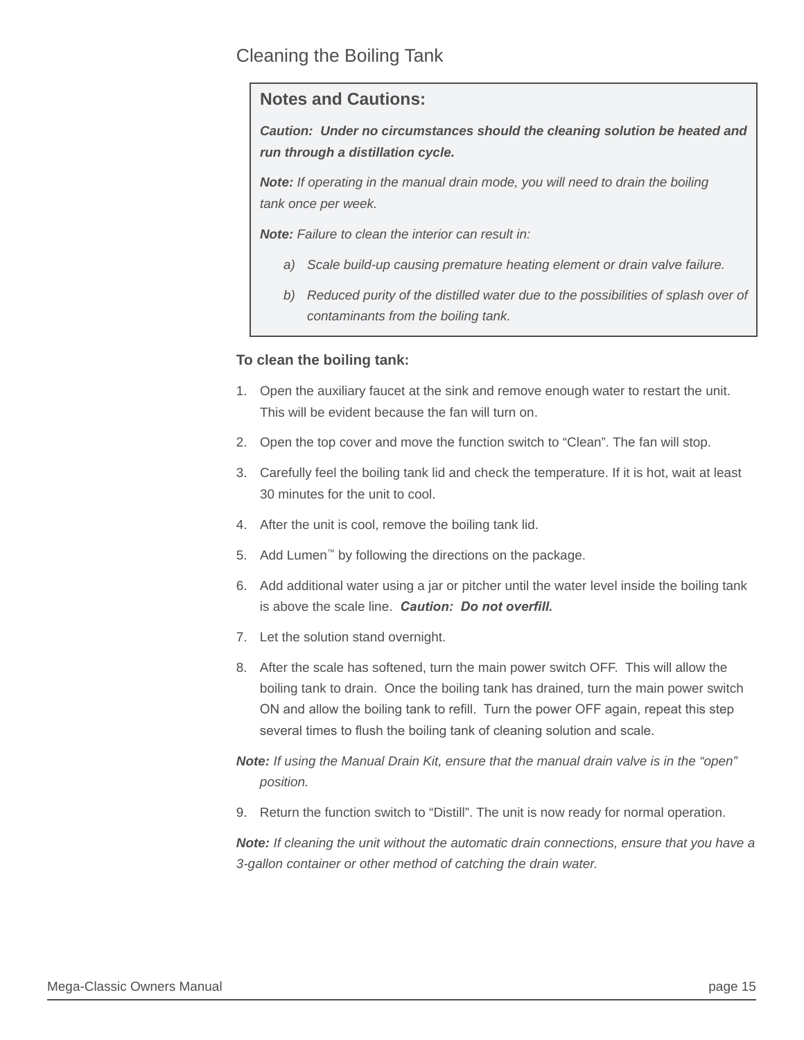## Cleaning the Boiling Tank

> **Notes and Cautions:**
>
> ***Caution:  Under no circumstances should the cleaning solution be heated and run through a distillation cycle.***
>
> ***Note:*** *If operating in the manual drain mode, you will need to drain the boiling tank once per week.*
>
> ***Note:*** *Failure to clean the interior can result in:*
>
> a) *Scale build-up causing premature heating element or drain valve failure.*
>
> b) *Reduced purity of the distilled water due to the possibilities of splash over of contaminants from the boiling tank.*

**To clean the boiling tank:**

1. Open the auxiliary faucet at the sink and remove enough water to restart the unit. This will be evident because the fan will turn on.
2. Open the top cover and move the function switch to “Clean”. The fan will stop.
3. Carefully feel the boiling tank lid and check the temperature. If it is hot, wait at least 30 minutes for the unit to cool.
4. After the unit is cool, remove the boiling tank lid.
5. Add Lumen™ by following the directions on the package.
6. Add additional water using a jar or pitcher until the water level inside the boiling tank is above the scale line.  ***Caution:  Do not overfill.***
7. Let the solution stand overnight.
8. After the scale has softened, turn the main power switch OFF.  This will allow the boiling tank to drain.  Once the boiling tank has drained, turn the main power switch ON and allow the boiling tank to refill.  Turn the power OFF again, repeat this step several times to flush the boiling tank of cleaning solution and scale.

***Note:*** *If using the Manual Drain Kit, ensure that the manual drain valve is in the “open” position.*

9. Return the function switch to “Distill”. The unit is now ready for normal operation.

***Note:*** *If cleaning the unit without the automatic drain connections, ensure that you have a 3-gallon container or other method of catching the drain water.*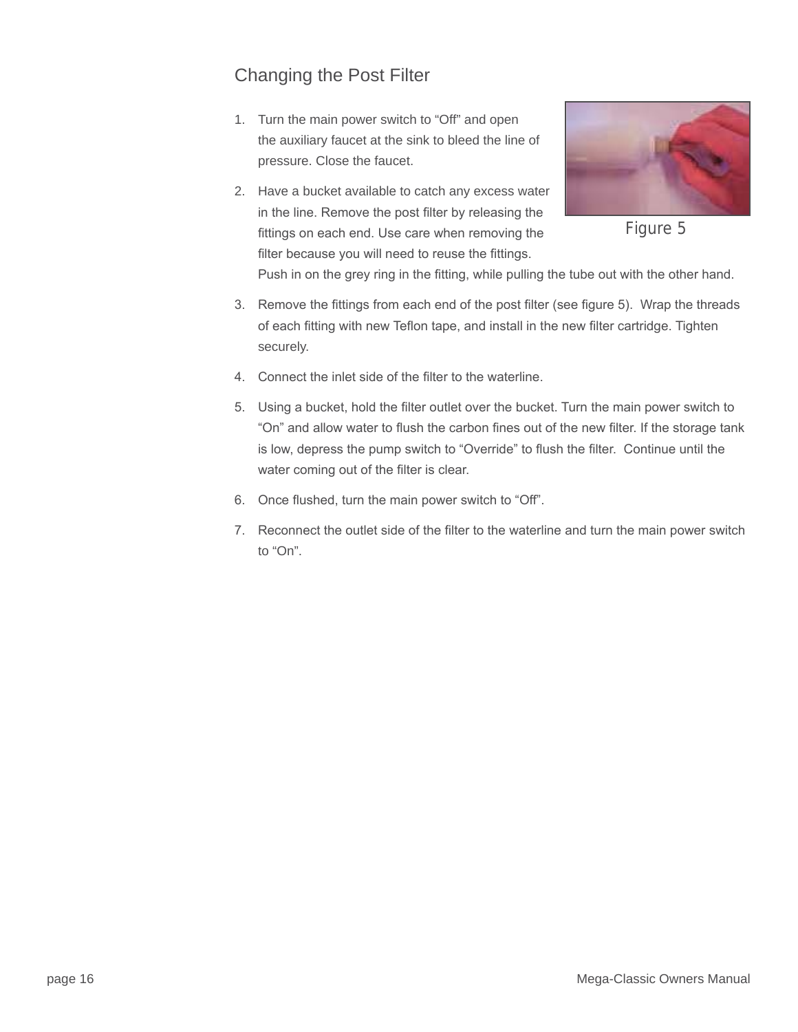## Changing the Post Filter

1. Turn the main power switch to “Off” and open the auxiliary faucet at the sink to bleed the line of pressure. Close the faucet.
2. Have a bucket available to catch any excess water in the line. Remove the post filter by releasing the fittings on each end. Use care when removing the filter because you will need to reuse the fittings. Push in on the grey ring in the fitting, while pulling the tube out with the other hand.
3. Remove the fittings from each end of the post filter (see figure 5). Wrap the threads of each fitting with new Teflon tape, and install in the new filter cartridge. Tighten securely.
4. Connect the inlet side of the filter to the waterline.
5. Using a bucket, hold the filter outlet over the bucket. Turn the main power switch to “On” and allow water to flush the carbon fines out of the new filter. If the storage tank is low, depress the pump switch to “Override” to flush the filter. Continue until the water coming out of the filter is clear.
6. Once flushed, turn the main power switch to “Off”.
7. Reconnect the outlet side of the filter to the waterline and turn the main power switch to “On”.

Figure 5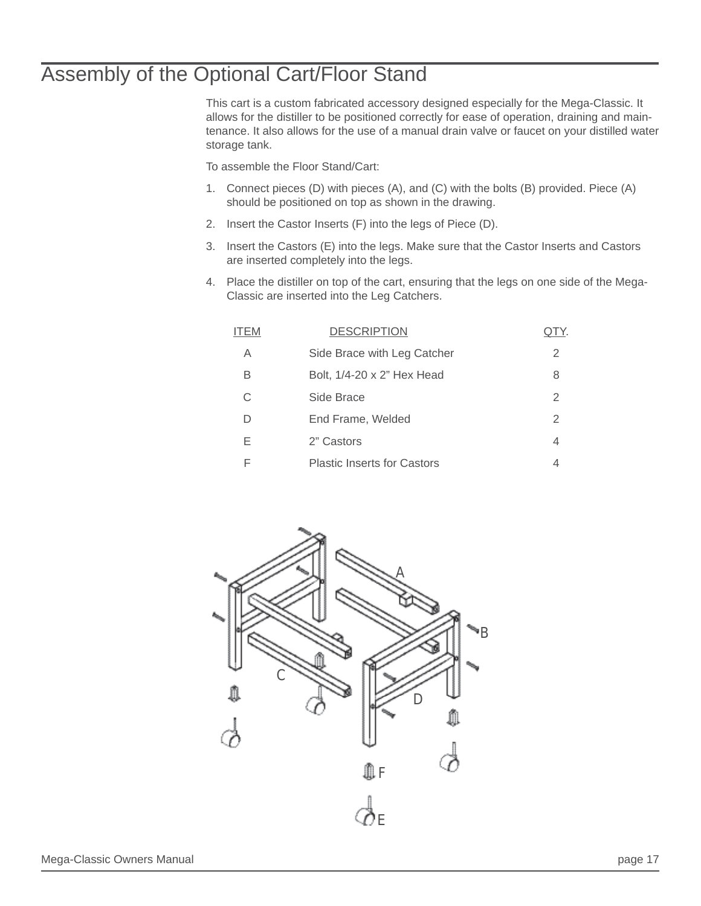# Assembly of the Optional Cart/Floor Stand

This cart is a custom fabricated accessory designed especially for the Mega-Classic. It allows for the distiller to be positioned correctly for ease of operation, draining and maintenance. It also allows for the use of a manual drain valve or faucet on your distilled water storage tank.

To assemble the Floor Stand/Cart:

1. Connect pieces (D) with pieces (A), and (C) with the bolts (B) provided. Piece (A) should be positioned on top as shown in the drawing.
2. Insert the Castor Inserts (F) into the legs of Piece (D).
3. Insert the Castors (E) into the legs. Make sure that the Castor Inserts and Castors are inserted completely into the legs.
4. Place the distiller on top of the cart, ensuring that the legs on one side of the Mega-Classic are inserted into the Leg Catchers.

| ITEM | DESCRIPTION | QTY. |
|---|---|---|
| A | Side Brace with Leg Catcher | 2 |
| B | Bolt, 1/4-20 x 2" Hex Head | 8 |
| C | Side Brace | 2 |
| D | End Frame, Welded | 2 |
| E | 2" Castors | 4 |
| F | Plastic Inserts for Castors | 4 |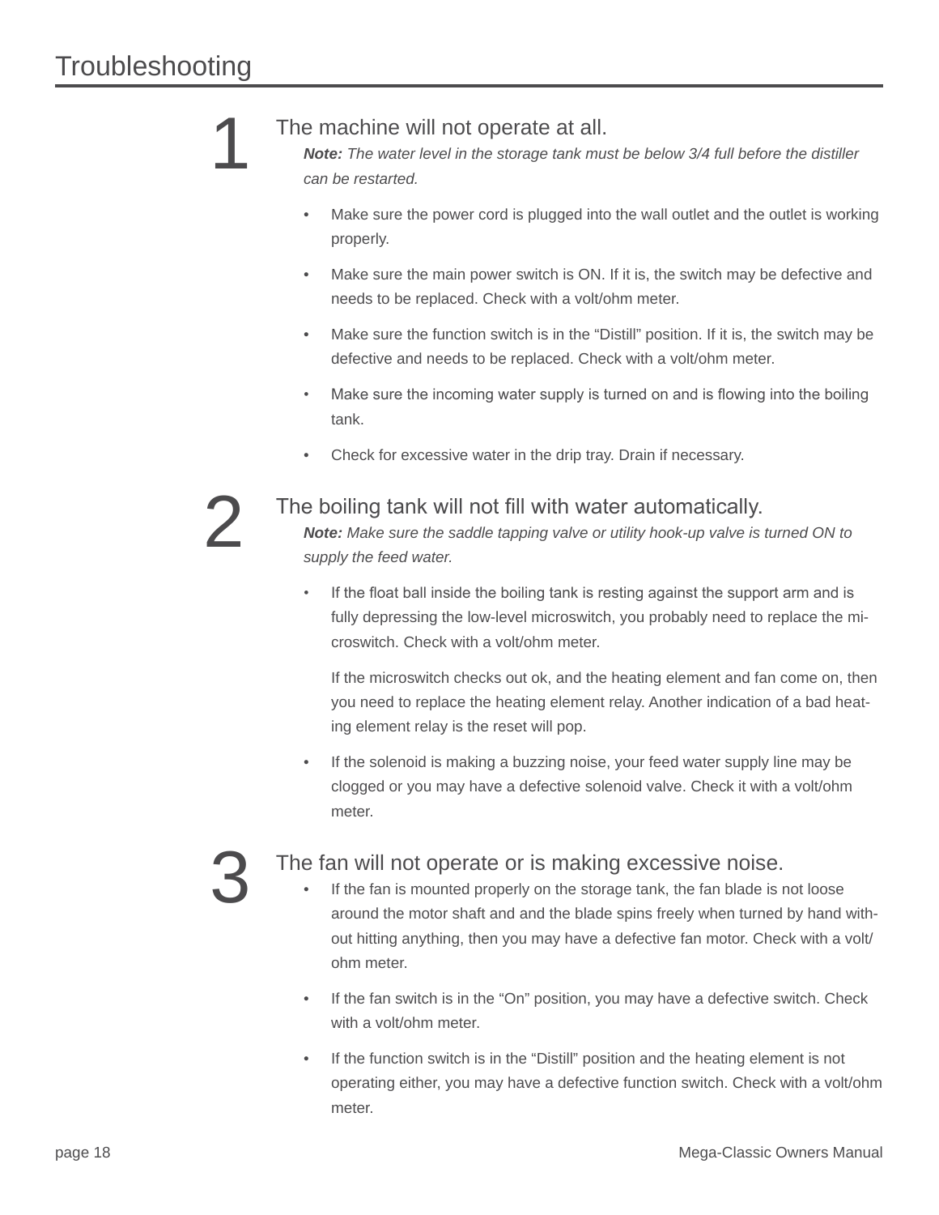# Troubleshooting

## 1 The machine will not operate at all.

***Note:*** *The water level in the storage tank must be below 3/4 full before the distiller can be restarted.*

- Make sure the power cord is plugged into the wall outlet and the outlet is working properly.
- Make sure the main power switch is ON. If it is, the switch may be defective and needs to be replaced. Check with a volt/ohm meter.
- Make sure the function switch is in the “Distill” position. If it is, the switch may be defective and needs to be replaced. Check with a volt/ohm meter.
- Make sure the incoming water supply is turned on and is flowing into the boiling tank.
- Check for excessive water in the drip tray. Drain if necessary.

## 2 The boiling tank will not fill with water automatically.

***Note:*** *Make sure the saddle tapping valve or utility hook-up valve is turned ON to supply the feed water.*

- If the float ball inside the boiling tank is resting against the support arm and is fully depressing the low-level microswitch, you probably need to replace the microswitch. Check with a volt/ohm meter.

  If the microswitch checks out ok, and the heating element and fan come on, then you need to replace the heating element relay. Another indication of a bad heating element relay is the reset will pop.
- If the solenoid is making a buzzing noise, your feed water supply line may be clogged or you may have a defective solenoid valve. Check it with a volt/ohm meter.

## 3 The fan will not operate or is making excessive noise.

- If the fan is mounted properly on the storage tank, the fan blade is not loose around the motor shaft and and the blade spins freely when turned by hand without hitting anything, then you may have a defective fan motor. Check with a volt/ohm meter.
- If the fan switch is in the “On” position, you may have a defective switch. Check with a volt/ohm meter.
- If the function switch is in the “Distill” position and the heating element is not operating either, you may have a defective function switch. Check with a volt/ohm meter.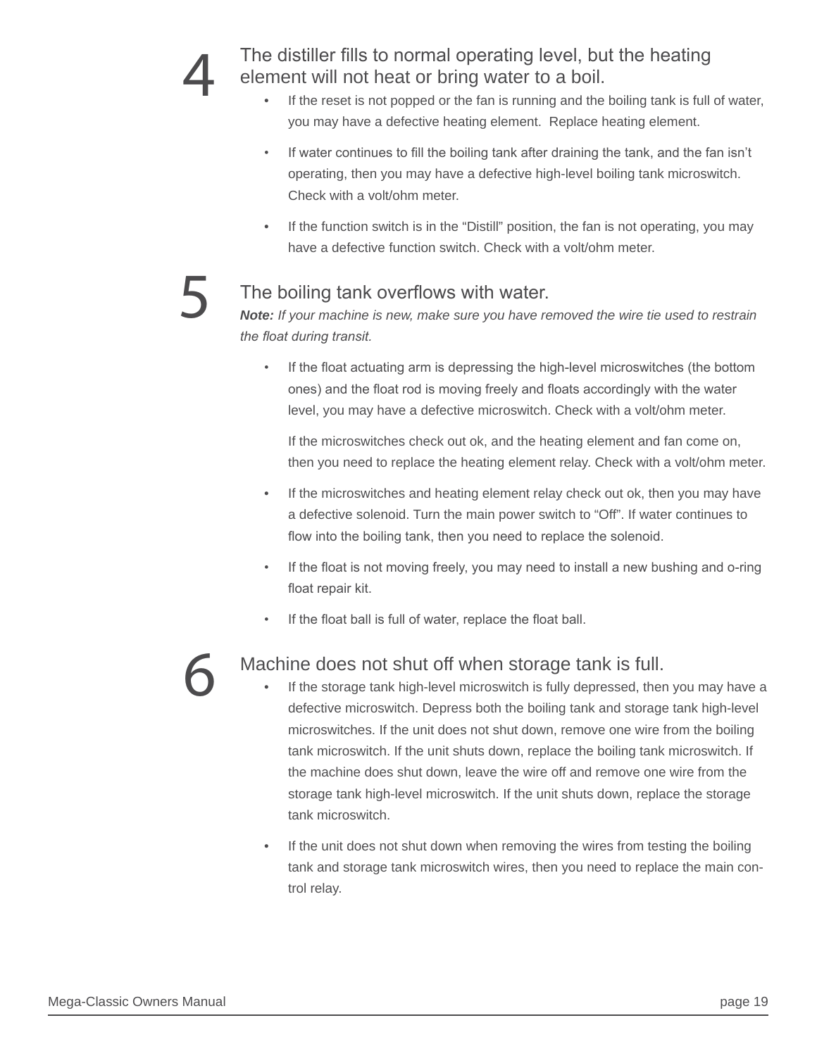## 4 The distiller fills to normal operating level, but the heating element will not heat or bring water to a boil.

- If the reset is not popped or the fan is running and the boiling tank is full of water, you may have a defective heating element. Replace heating element.
- If water continues to fill the boiling tank after draining the tank, and the fan isn't operating, then you may have a defective high-level boiling tank microswitch. Check with a volt/ohm meter.
- If the function switch is in the "Distill" position, the fan is not operating, you may have a defective function switch. Check with a volt/ohm meter.

## 5 The boiling tank overflows with water.

***Note:*** *If your machine is new, make sure you have removed the wire tie used to restrain the float during transit.*

- If the float actuating arm is depressing the high-level microswitches (the bottom ones) and the float rod is moving freely and floats accordingly with the water level, you may have a defective microswitch. Check with a volt/ohm meter.

  If the microswitches check out ok, and the heating element and fan come on, then you need to replace the heating element relay. Check with a volt/ohm meter.
- If the microswitches and heating element relay check out ok, then you may have a defective solenoid. Turn the main power switch to "Off". If water continues to flow into the boiling tank, then you need to replace the solenoid.
- If the float is not moving freely, you may need to install a new bushing and o-ring float repair kit.
- If the float ball is full of water, replace the float ball.

## 6 Machine does not shut off when storage tank is full.

- If the storage tank high-level microswitch is fully depressed, then you may have a defective microswitch. Depress both the boiling tank and storage tank high-level microswitches. If the unit does not shut down, remove one wire from the boiling tank microswitch. If the unit shuts down, replace the boiling tank microswitch. If the machine does shut down, leave the wire off and remove one wire from the storage tank high-level microswitch. If the unit shuts down, replace the storage tank microswitch.
- If the unit does not shut down when removing the wires from testing the boiling tank and storage tank microswitch wires, then you need to replace the main control relay.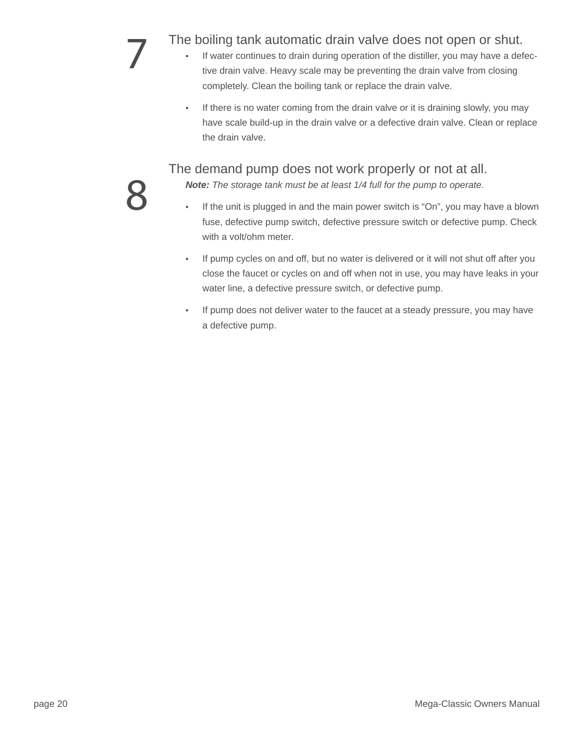## 7 The boiling tank automatic drain valve does not open or shut.

- If water continues to drain during operation of the distiller, you may have a defective drain valve. Heavy scale may be preventing the drain valve from closing completely. Clean the boiling tank or replace the drain valve.
- If there is no water coming from the drain valve or it is draining slowly, you may have scale build-up in the drain valve or a defective drain valve. Clean or replace the drain valve.

## 8 The demand pump does not work properly or not at all.

***Note:*** *The storage tank must be at least 1/4 full for the pump to operate.*

- If the unit is plugged in and the main power switch is “On”, you may have a blown fuse, defective pump switch, defective pressure switch or defective pump. Check with a volt/ohm meter.
- If pump cycles on and off, but no water is delivered or it will not shut off after you close the faucet or cycles on and off when not in use, you may have leaks in your water line, a defective pressure switch, or defective pump.
- If pump does not deliver water to the faucet at a steady pressure, you may have a defective pump.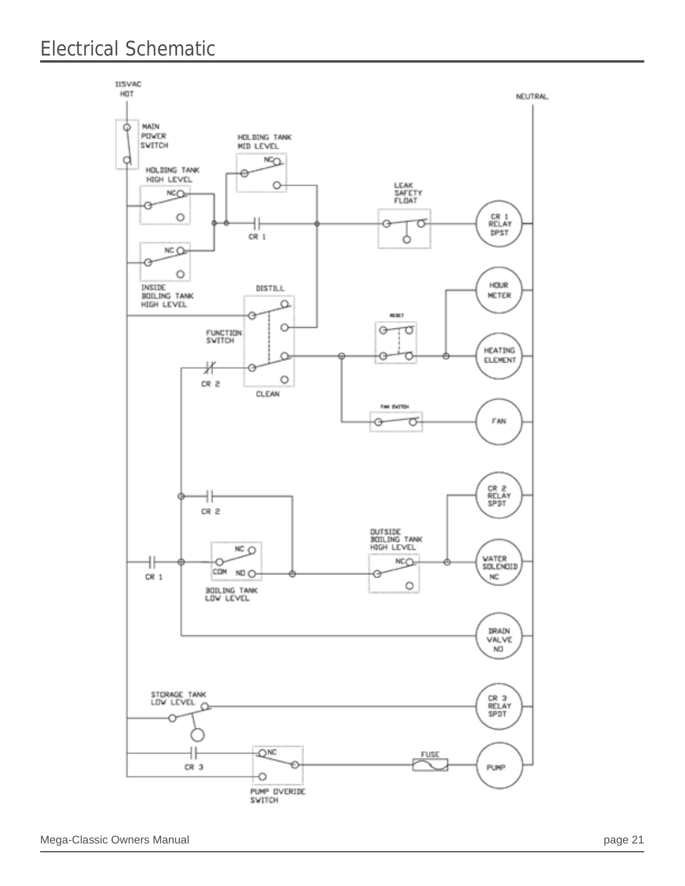# Electrical Schematic

115VAC
HOT

NEUTRAL

MAIN
POWER
SWITCH

HOLDING TANK
MID LEVEL

NC

HOLDING TANK
HIGH LEVEL

NC

LEAK
SAFETY
FLOAT

CR 1

CR 1
RELAY
DPST

NC

INSIDE
BOILING TANK
HIGH LEVEL

DISTILL

HOUR
METER

RESET

FUNCTION
SWITCH

HEATING
ELEMENT

CR 2

CLEAN

FAN SWITCH

FAN

CR 2

CR 2
RELAY
SPDT

OUTSIDE
BOILING TANK
HIGH LEVEL

NC

NC

CR 1

COM

NO

WATER
SOLENOID
NC

BOILING TANK
LOW LEVEL

DRAIN
VALVE
NO

STORAGE TANK
LOW LEVEL

CR 3
RELAY
SPDT

NC

FUSE

CR 3

PUMP

PUMP OVERIDE
SWITCH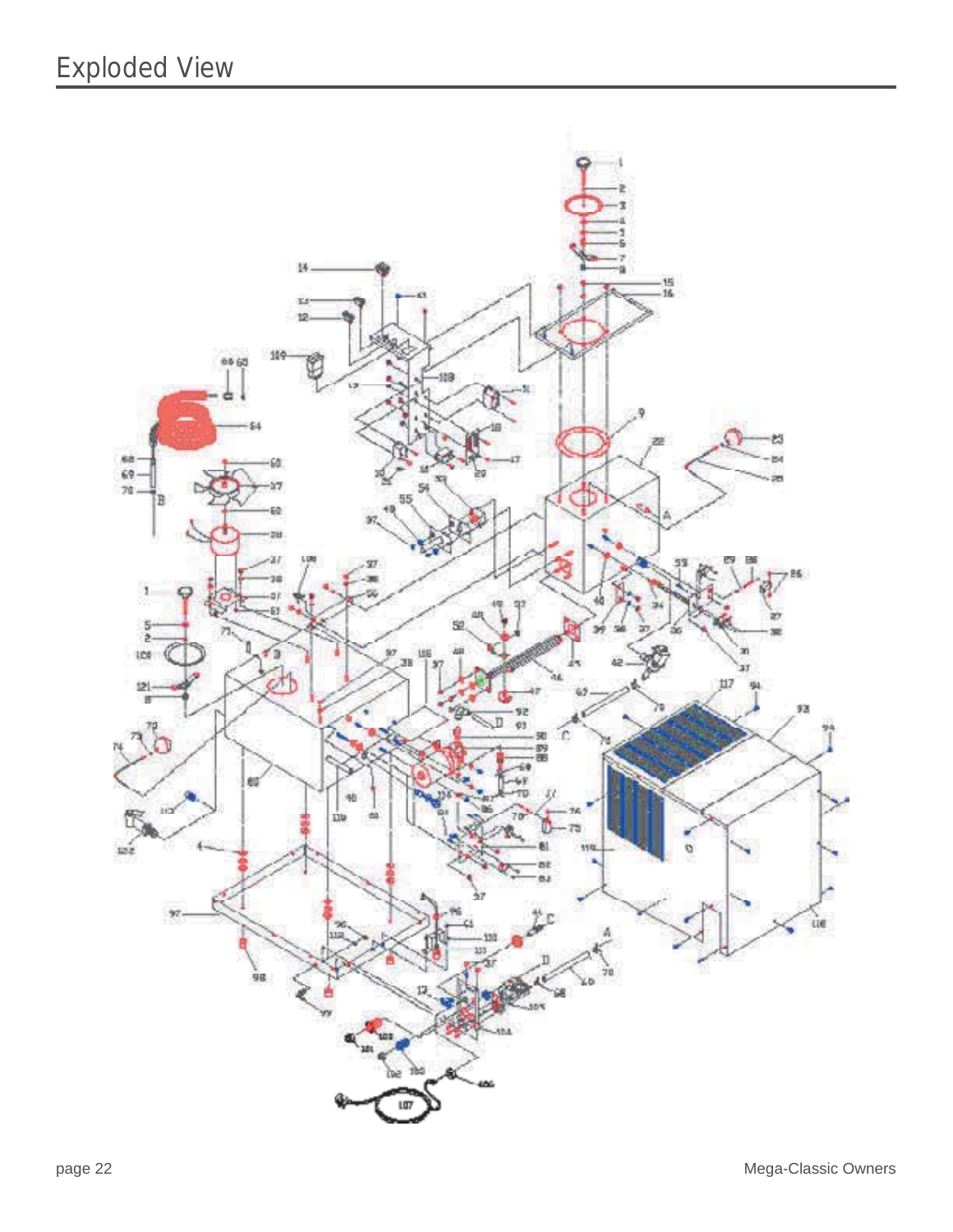# Exploded View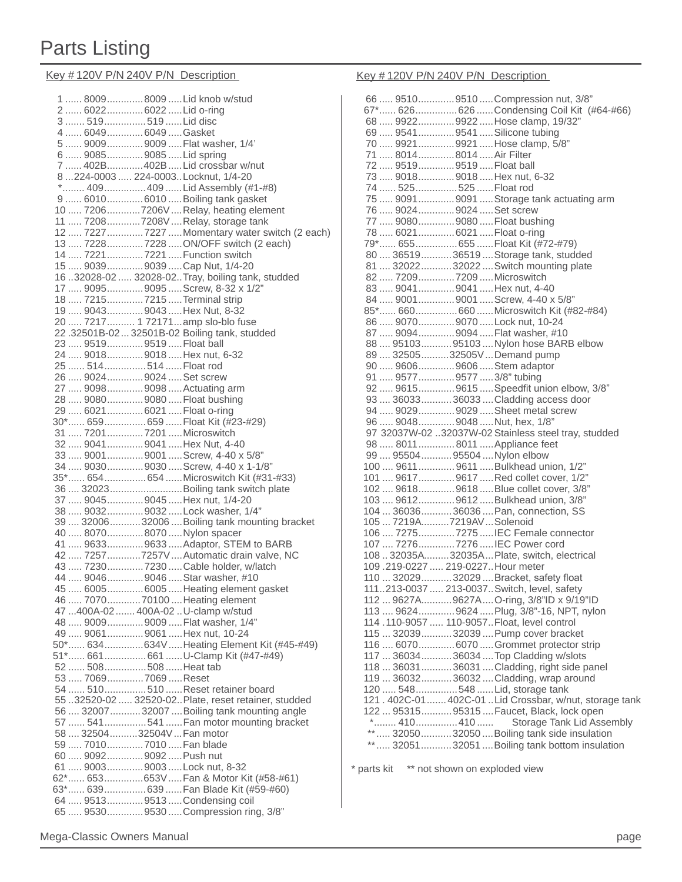# Parts Listing

| Key # | 120V P/N | 240V P/N | Description |
|---|---|---|---|
| 1 | 8009 | 8009 | Lid knob w/stud |
| 2 | 6022 | 6022 | Lid o-ring |
| 3 | 519 | 519 | Lid disc |
| 4 | 6049 | 6049 | Gasket |
| 5 | 9009 | 9009 | Flat washer, 1/4’ |
| 6 | 9085 | 9085 | Lid spring |
| 7 | 402B | 402B | Lid crossbar w/nut |
| 8 | 224-0003 | 224-0003 | Locknut, 1/4-20 |
| * | 409 | 409 | Lid Assembly (#1-#8) |
| 9 | 6010 | 6010 | Boiling tank gasket |
| 10 | 7206 | 7206V | Relay, heating element |
| 11 | 7208 | 7208V | Relay, storage tank |
| 12 | 7227 | 7227 | Momentary water switch (2 each) |
| 13 | 7228 | 7228 | ON/OFF switch (2 each) |
| 14 | 7221 | 7221 | Function switch |
| 15 | 9039 | 9039 | Cap Nut, 1/4-20 |
| 16 | 32028-02 | 32028-02 | Tray, boiling tank, studded |
| 17 | 9095 | 9095 | Screw, 8-32 x 1/2” |
| 18 | 7215 | 7215 | Terminal strip |
| 19 | 9043 | 9043 | Hex Nut, 8-32 |
| 20 | 7217 | 1 72171 | amp slo-blo fuse |
| 22 | 32501B-02 | 32501B-02 | Boiling tank, studded |
| 23 | 9519 | 9519 | Float ball |
| 24 | 9018 | 9018 | Hex nut, 6-32 |
| 25 | 514 | 514 | Float rod |
| 26 | 9024 | 9024 | Set screw |
| 27 | 9098 | 9098 | Actuating arm |
| 28 | 9080 | 9080 | Float bushing |
| 29 | 6021 | 6021 | Float o-ring |
| 30* | 659 | 659 | Float Kit (#23-#29) |
| 31 | 7201 | 7201 | Microswitch |
| 32 | 9041 | 9041 | Hex Nut, 4-40 |
| 33 | 9001 | 9001 | Screw, 4-40 x 5/8” |
| 34 | 9030 | 9030 | Screw, 4-40 x 1-1/8” |
| 35* | 654 | 654 | Microswitch Kit (#31-#33) |
| 36 | 32023 | | Boiling tank switch plate |
| 37 | 9045 | 9045 | Hex nut, 1/4-20 |
| 38 | 9032 | 9032 | Lock washer, 1/4” |
| 39 | 32006 | 32006 | Boiling tank mounting bracket |
| 40 | 8070 | 8070 | Nylon spacer |
| 41 | 9633 | 9633 | Adaptor, STEM to BARB |
| 42 | 7257 | 7257V | Automatic drain valve, NC |
| 43 | 7230 | 7230 | Cable holder, w/latch |
| 44 | 9046 | 9046 | Star washer, #10 |
| 45 | 6005 | 6005 | Heating element gasket |
| 46 | 7070 | 70100 | Heating element |
| 47 | 400A-02 | 400A-02 | U-clamp w/stud |
| 48 | 9009 | 9009 | Flat washer, 1/4” |
| 49 | 9061 | 9061 | Hex nut, 10-24 |
| 50* | 634 | 634V | Heating Element Kit (#45-#49) |
| 51* | 661 | 661 | U-Clamp Kit (#47-#49) |
| 52 | 508 | 508 | Heat tab |
| 53 | 7069 | 7069 | Reset |
| 54 | 510 | 510 | Reset retainer board |
| 55 | 32520-02 | 32520-02 | Plate, reset retainer, studded |
| 56 | 32007 | 32007 | Boiling tank mounting angle |
| 57 | 541 | 541 | Fan motor mounting bracket |
| 58 | 32504 | 32504V | Fan motor |
| 59 | 7010 | 7010 | Fan blade |
| 60 | 9092 | 9092 | Push nut |
| 61 | 9003 | 9003 | Lock nut, 8-32 |
| 62* | 653 | 653V | Fan & Motor Kit (#58-#61) |
| 63* | 639 | 639 | Fan Blade Kit (#59-#60) |
| 64 | 9513 | 9513 | Condensing coil |
| 65 | 9530 | 9530 | Compression ring, 3/8” |
| 66 | 9510 | 9510 | Compression nut, 3/8” |
| 67* | 626 | 626 | Condensing Coil Kit (#64-#66) |
| 68 | 9922 | 9922 | Hose clamp, 19/32” |
| 69 | 9541 | 9541 | Silicone tubing |
| 70 | 9921 | 9921 | Hose clamp, 5/8” |
| 71 | 8014 | 8014 | Air Filter |
| 72 | 9519 | 9519 | Float ball |
| 73 | 9018 | 9018 | Hex nut, 6-32 |
| 74 | 525 | 525 | Float rod |
| 75 | 9091 | 9091 | Storage tank actuating arm |
| 76 | 9024 | 9024 | Set screw |
| 77 | 9080 | 9080 | Float bushing |
| 78 | 6021 | 6021 | Float o-ring |
| 79* | 655 | 655 | Float Kit (#72-#79) |
| 80 | 36519 | 36519 | Storage tank, studded |
| 81 | 32022 | 32022 | Switch mounting plate |
| 82 | 7209 | 7209 | Microswitch |
| 83 | 9041 | 9041 | Hex nut, 4-40 |
| 84 | 9001 | 9001 | Screw, 4-40 x 5/8” |
| 85* | 660 | 660 | Microswitch Kit (#82-#84) |
| 86 | 9070 | 9070 | Lock nut, 10-24 |
| 87 | 9094 | 9094 | Flat washer, #10 |
| 88 | 95103 | 95103 | Nylon hose BARB elbow |
| 89 | 32505 | 32505V | Demand pump |
| 90 | 9606 | 9606 | Stem adaptor |
| 91 | 9577 | 9577 | 3/8” tubing |
| 92 | 9615 | 9615 | Speedfit union elbow, 3/8” |
| 93 | 36033 | 36033 | Cladding access door |
| 94 | 9029 | 9029 | Sheet metal screw |
| 96 | 9048 | 9048 | Nut, hex, 1/8” |
| 97 | 32037W-02 | 32037W-02 | Stainless steel tray, studded |
| 98 | 8011 | 8011 | Appliance feet |
| 99 | 95504 | 95504 | Nylon elbow |
| 100 | 9611 | 9611 | Bulkhead union, 1/2” |
| 101 | 9617 | 9617 | Red collet cover, 1/2” |
| 102 | 9618 | 9618 | Blue collet cover, 3/8” |
| 103 | 9612 | 9612 | Bulkhead union, 3/8” |
| 104 | 36036 | 36036 | Pan, connection, SS |
| 105 | 7219A | 7219AV | Solenoid |
| 106 | 7275 | 7275 | IEC Female connector |
| 107 | 7276 | 7276 | IEC Power cord |
| 108 | 32035A | 32035A | Plate, switch, electrical |
| 109 | 219-0227 | 219-0227 | Hour meter |
| 110 | 32029 | 32029 | Bracket, safety float |
| 111 | 213-0037 | 213-0037 | Switch, level, safety |
| 112 | 9627A | 9627A | O-ring, 3/8”ID x 9/19”ID |
| 113 | 9624 | 9624 | Plug, 3/8”-16, NPT, nylon |
| 114 | 110-9057 | 110-9057 | Float, level control |
| 115 | 32039 | 32039 | Pump cover bracket |
| 116 | 6070 | 6070 | Grommet protector strip |
| 117 | 36034 | 36034 | Top Cladding w/slots |
| 118 | 36031 | 36031 | Cladding, right side panel |
| 119 | 36032 | 36032 | Cladding, wrap around |
| 120 | 548 | 548 | Lid, storage tank |
| 121 | 402C-01 | 402C-01 | Lid Crossbar, w/nut, storage tank |
| 122 | 95315 | 95315 | Faucet, Black, lock open |
| * | 410 | 410 | Storage Tank Lid Assembly |
| ** | 32050 | 32050 | Boiling tank side insulation |
| ** | 32051 | 32051 | Boiling tank bottom insulation |

\* parts kit   ** not shown on exploded view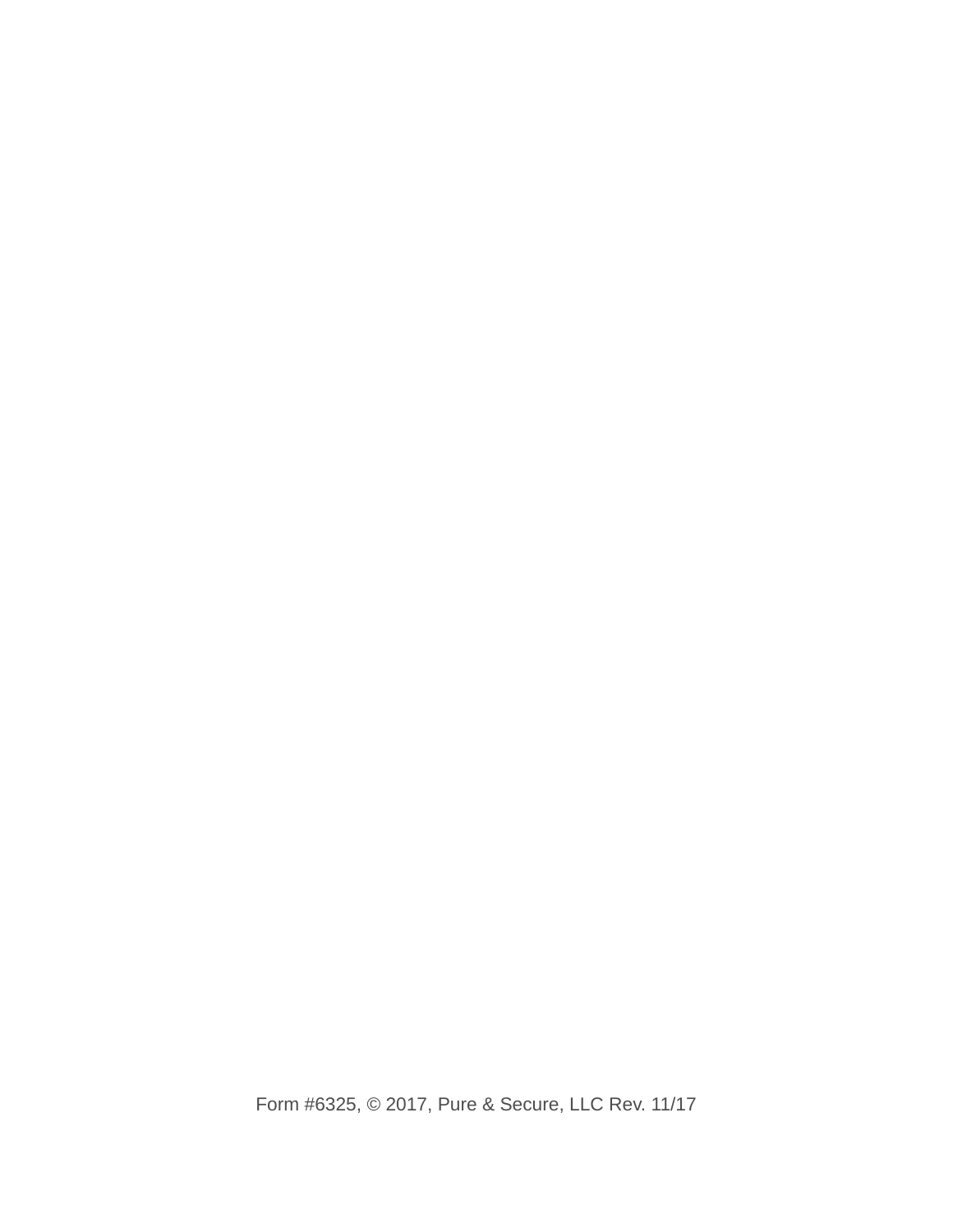Form #6325, © 2017, Pure & Secure, LLC Rev. 11/17